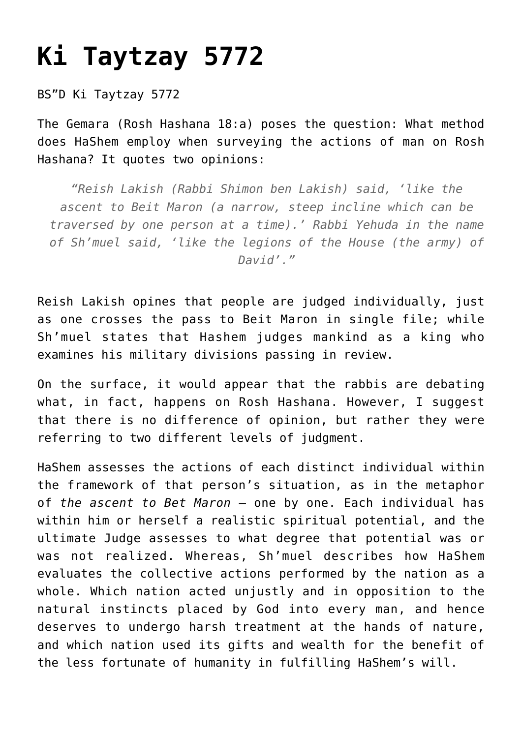# Ki Taytzay 5772

BS"D Ki Taytzay 5772

The Gemara (Rosh Hashana 18:a) poses the question: What method does HaShem employ when surveying the actions of man on Rosh Hashana? It quotes two opinions:

> *"Reish Lakish (Rabbi Shimon ben Lakish) said, 'like the ascent to Beit Maron (a narrow, steep incline which can be traversed by one person at a time).' Rabbi Yehuda in the name of Sh'muel said, 'like the legions of the House (the army) of David'."*

Reish Lakish opines that people are judged individually, just as one crosses the pass to Beit Maron in single file; while Sh'muel states that Hashem judges mankind as a king who examines his military divisions passing in review.

On the surface, it would appear that the rabbis are debating what, in fact, happens on Rosh Hashana. However, I suggest that there is no difference of opinion, but rather they were referring to two different levels of judgment.

HaShem assesses the actions of each distinct individual within the framework of that person's situation, as in the metaphor of *the ascent to Bet Maron* – one by one. Each individual has within him or herself a realistic spiritual potential, and the ultimate Judge assesses to what degree that potential was or was not realized. Whereas, Sh'muel describes how HaShem evaluates the collective actions performed by the nation as a whole. Which nation acted unjustly and in opposition to the natural instincts placed by God into every man, and hence deserves to undergo harsh treatment at the hands of nature, and which nation used its gifts and wealth for the benefit of the less fortunate of humanity in fulfilling HaShem's will.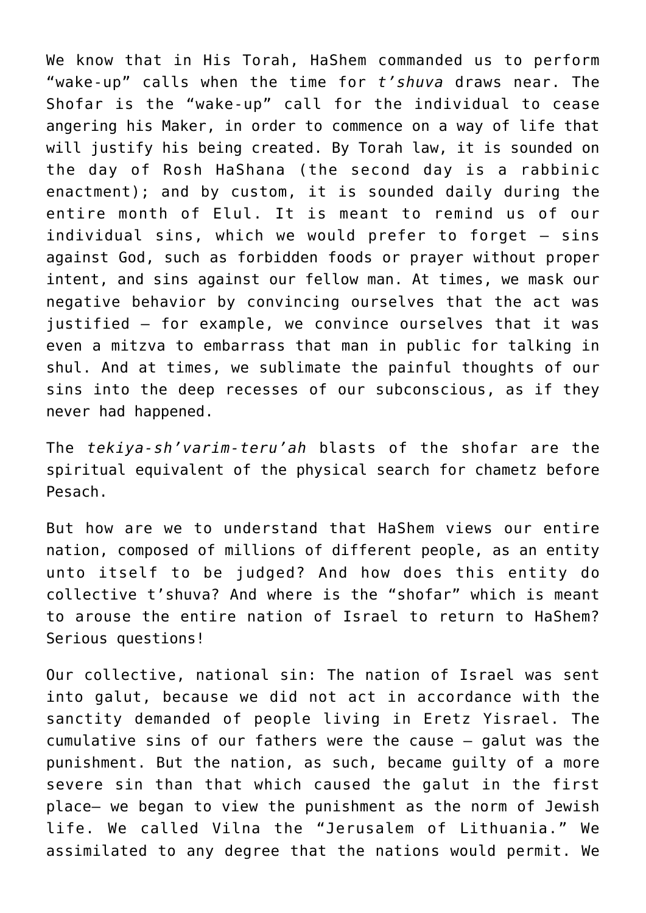We know that in His Torah, HaShem commanded us to perform "wake-up" calls when the time for *t'shuva* draws near. The Shofar is the "wake-up" call for the individual to cease angering his Maker, in order to commence on a way of life that will justify his being created. By Torah law, it is sounded on the day of Rosh HaShana (the second day is a rabbinic enactment); and by custom, it is sounded daily during the entire month of Elul. It is meant to remind us of our individual sins, which we would prefer to forget – sins against God, such as forbidden foods or prayer without proper intent, and sins against our fellow man. At times, we mask our negative behavior by convincing ourselves that the act was justified – for example, we convince ourselves that it was even a mitzva to embarrass that man in public for talking in shul. And at times, we sublimate the painful thoughts of our sins into the deep recesses of our subconscious, as if they never had happened.

The *tekiya-sh'varim-teru'ah* blasts of the shofar are the spiritual equivalent of the physical search for chametz before Pesach.

But how are we to understand that HaShem views our entire nation, composed of millions of different people, as an entity unto itself to be judged? And how does this entity do collective t'shuva? And where is the "shofar" which is meant to arouse the entire nation of Israel to return to HaShem? Serious questions!

Our collective, national sin: The nation of Israel was sent into galut, because we did not act in accordance with the sanctity demanded of people living in Eretz Yisrael. The cumulative sins of our fathers were the cause – galut was the punishment. But the nation, as such, became guilty of a more severe sin than that which caused the galut in the first place– we began to view the punishment as the norm of Jewish life. We called Vilna the "Jerusalem of Lithuania." We assimilated to any degree that the nations would permit. We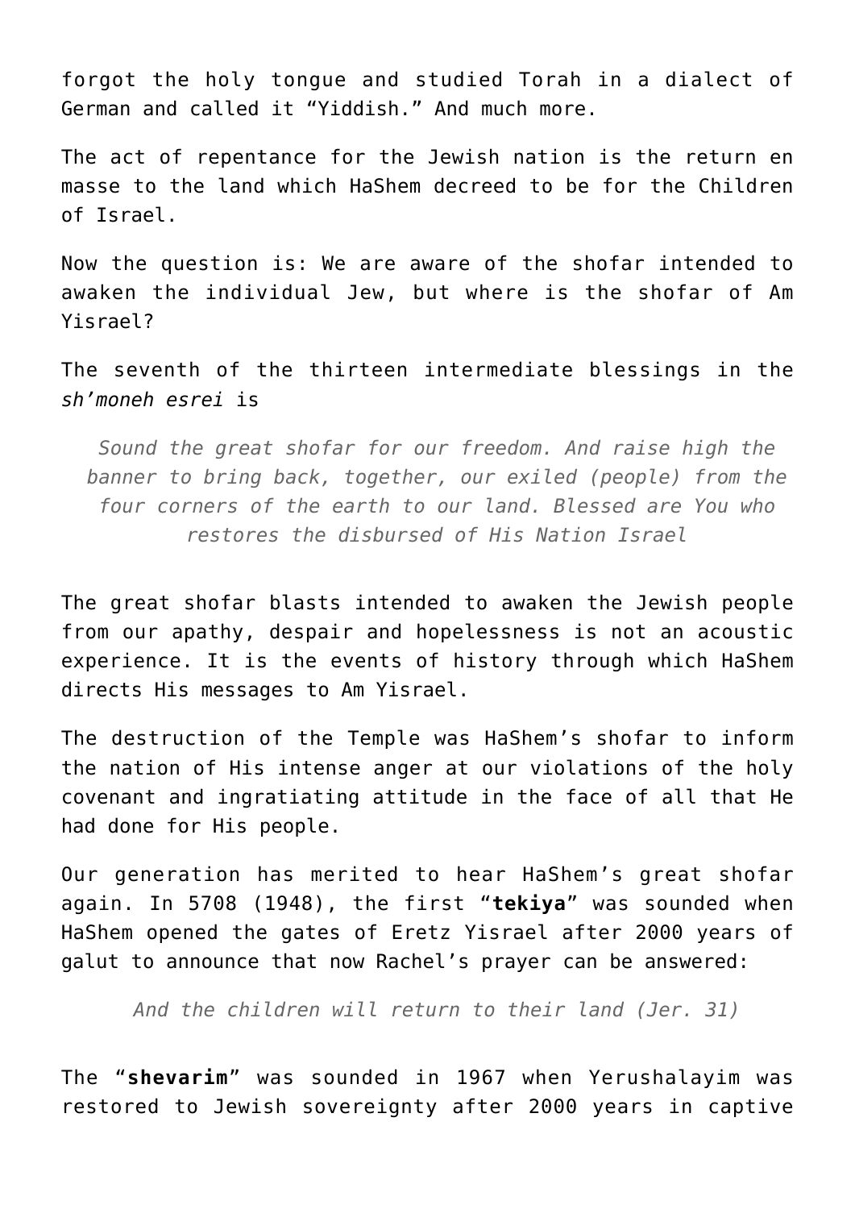forgot the holy tongue and studied Torah in a dialect of German and called it "Yiddish." And much more.

The act of repentance for the Jewish nation is the return en masse to the land which HaShem decreed to be for the Children of Israel.

Now the question is: We are aware of the shofar intended to awaken the individual Jew, but where is the shofar of Am Yisrael?

The seventh of the thirteen intermediate blessings in the *sh'moneh esrei* is

> *Sound the great shofar for our freedom. And raise high the banner to bring back, together, our exiled (people) from the four corners of the earth to our land. Blessed are You who restores the disbursed of His Nation Israel*

The great shofar blasts intended to awaken the Jewish people from our apathy, despair and hopelessness is not an acoustic experience. It is the events of history through which HaShem directs His messages to Am Yisrael.

The destruction of the Temple was HaShem's shofar to inform the nation of His intense anger at our violations of the holy covenant and ingratiating attitude in the face of all that He had done for His people.

Our generation has merited to hear HaShem's great shofar again. In 5708 (1948), the first "**tekiya**" was sounded when HaShem opened the gates of Eretz Yisrael after 2000 years of galut to announce that now Rachel's prayer can be answered:

> *And the children will return to their land (Jer. 31)*

The "**shevarim**" was sounded in 1967 when Yerushalayim was restored to Jewish sovereignty after 2000 years in captive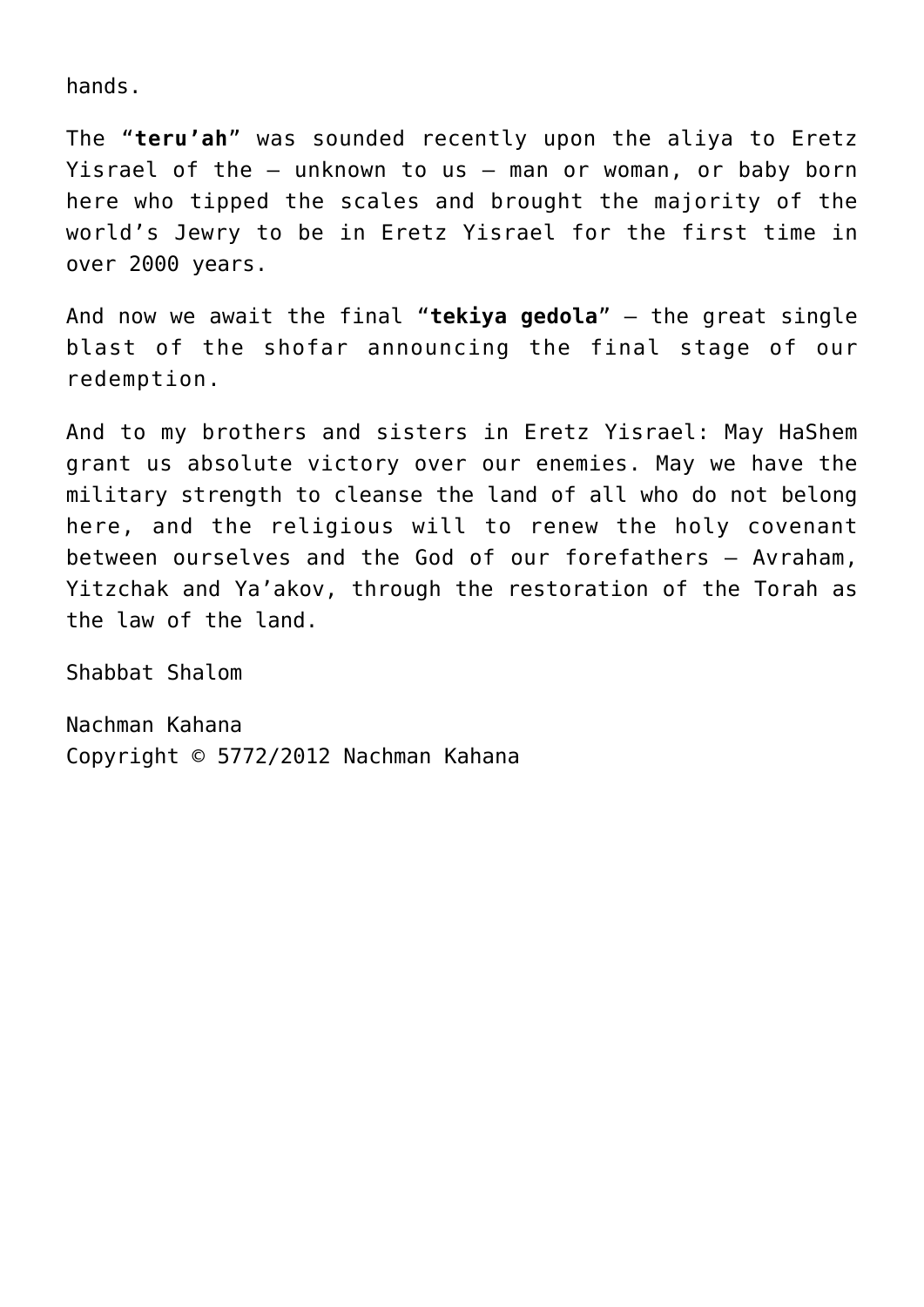hands.

The “**teru’ah**” was sounded recently upon the aliya to Eretz Yisrael of the – unknown to us – man or woman, or baby born here who tipped the scales and brought the majority of the world’s Jewry to be in Eretz Yisrael for the first time in over 2000 years.

And now we await the final “**tekiya gedola**” – the great single blast of the shofar announcing the final stage of our redemption.

And to my brothers and sisters in Eretz Yisrael: May HaShem grant us absolute victory over our enemies. May we have the military strength to cleanse the land of all who do not belong here, and the religious will to renew the holy covenant between ourselves and the God of our forefathers – Avraham, Yitzchak and Ya’akov, through the restoration of the Torah as the law of the land.

Shabbat Shalom

Nachman Kahana
Copyright © 5772/2012 Nachman Kahana